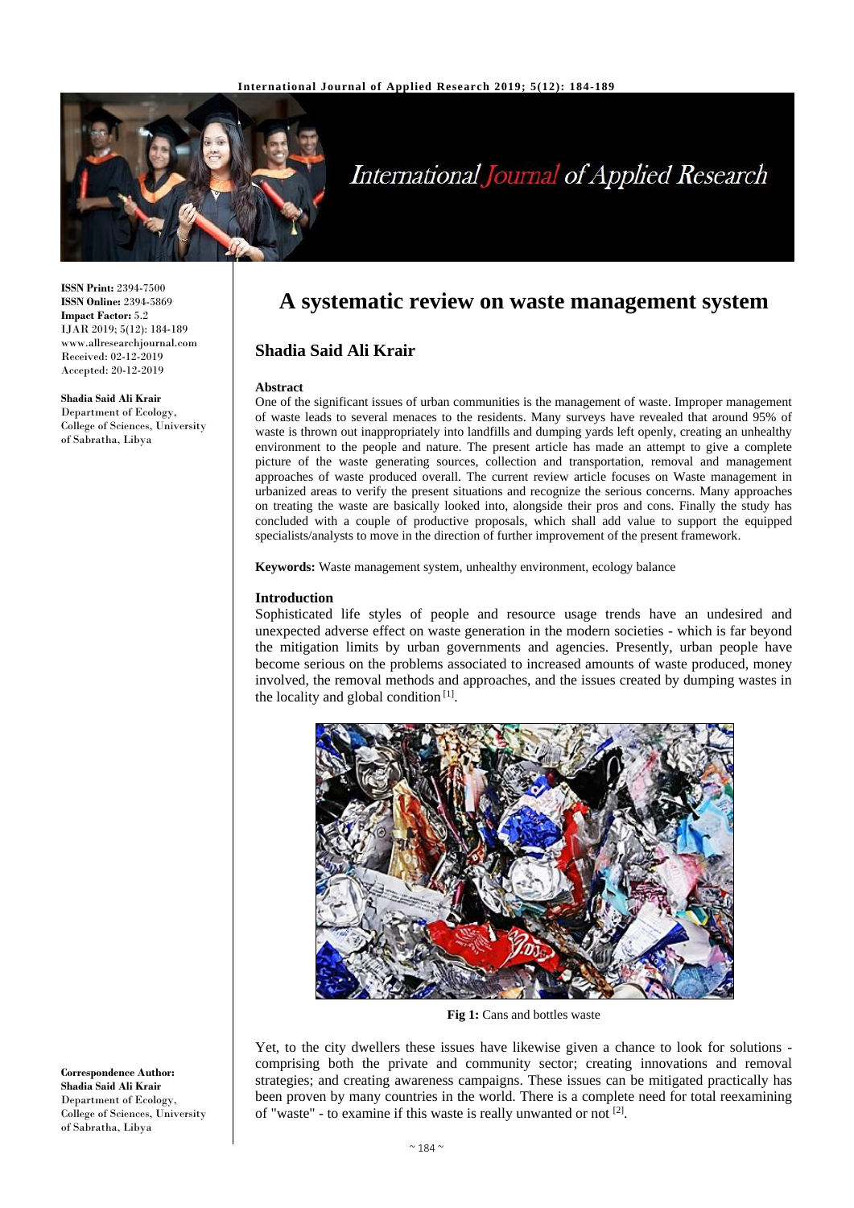**ISSN Print:** 2394-7500
**ISSN Online:** 2394-5869
**Impact Factor:** 5.2
IJAR 2019; 5(12): 184-189
www.allresearchjournal.com
Received: 02-12-2019
Accepted: 20-12-2019

**Shadia Said Ali Krair**
Department of Ecology, College of Sciences, University of Sabratha, Libya

**Correspondence Author:**
**Shadia Said Ali Krair**
Department of Ecology, College of Sciences, University of Sabratha, Libya

# A systematic review on waste management system

## Shadia Said Ali Krair

### Abstract

One of the significant issues of urban communities is the management of waste. Improper management of waste leads to several menaces to the residents. Many surveys have revealed that around 95% of waste is thrown out inappropriately into landfills and dumping yards left openly, creating an unhealthy environment to the people and nature. The present article has made an attempt to give a complete picture of the waste generating sources, collection and transportation, removal and management approaches of waste produced overall. The current review article focuses on Waste management in urbanized areas to verify the present situations and recognize the serious concerns. Many approaches on treating the waste are basically looked into, alongside their pros and cons. Finally the study has concluded with a couple of productive proposals, which shall add value to support the equipped specialists/analysts to move in the direction of further improvement of the present framework.

**Keywords:** Waste management system, unhealthy environment, ecology balance

### Introduction

Sophisticated life styles of people and resource usage trends have an undesired and unexpected adverse effect on waste generation in the modern societies - which is far beyond the mitigation limits by urban governments and agencies. Presently, urban people have become serious on the problems associated to increased amounts of waste produced, money involved, the removal methods and approaches, and the issues created by dumping wastes in the locality and global condition [1].

**Fig 1:** Cans and bottles waste

Yet, to the city dwellers these issues have likewise given a chance to look for solutions - comprising both the private and community sector; creating innovations and removal strategies; and creating awareness campaigns. These issues can be mitigated practically has been proven by many countries in the world. There is a complete need for total reexamining of "waste" - to examine if this waste is really unwanted or not [2].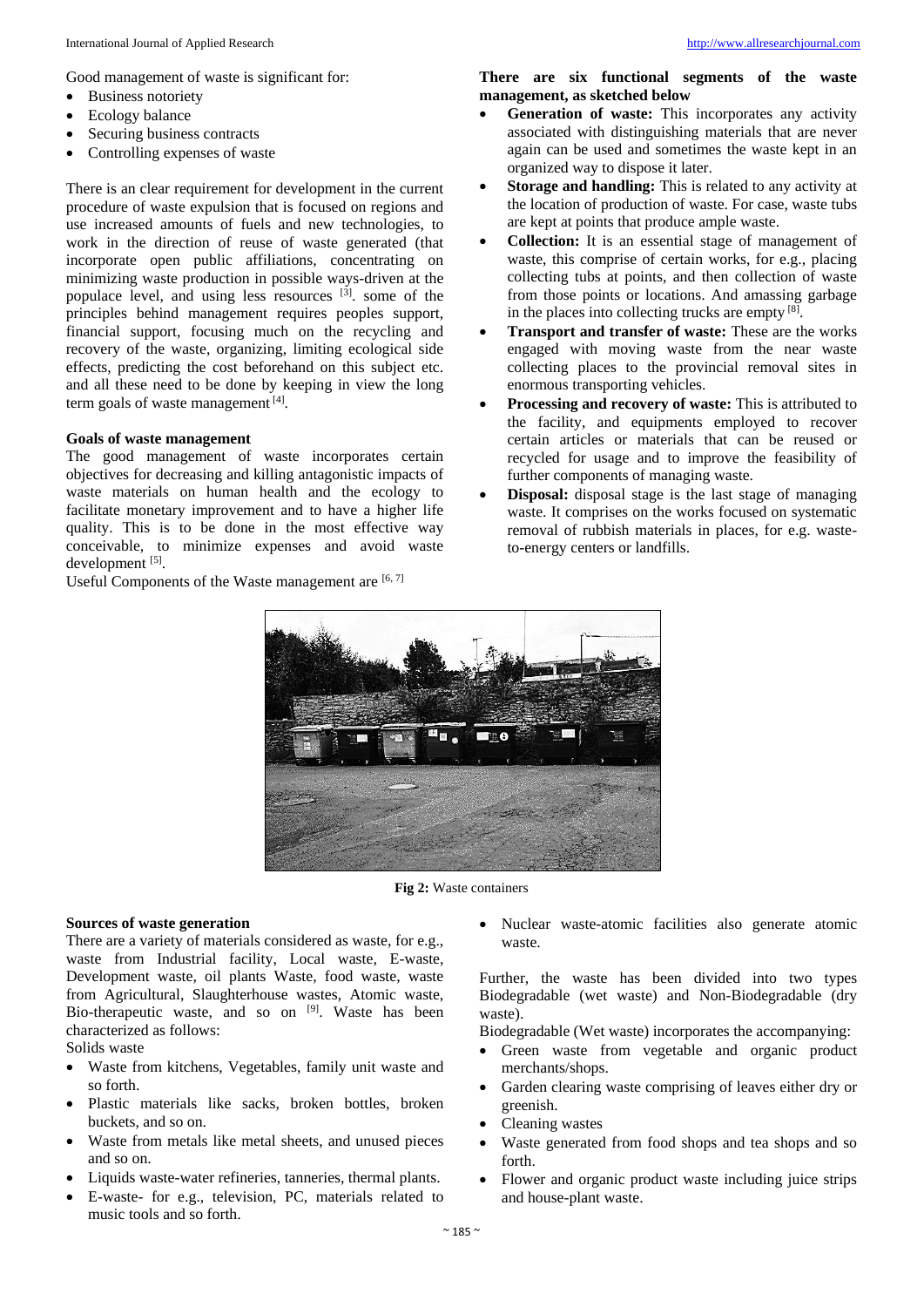Good management of waste is significant for:

- Business notoriety
- Ecology balance
- Securing business contracts
- Controlling expenses of waste

There is an clear requirement for development in the current procedure of waste expulsion that is focused on regions and use increased amounts of fuels and new technologies, to work in the direction of reuse of waste generated (that incorporate open public affiliations, concentrating on minimizing waste production in possible ways-driven at the populace level, and using less resources [3]. some of the principles behind management requires peoples support, financial support, focusing much on the recycling and recovery of the waste, organizing, limiting ecological side effects, predicting the cost beforehand on this subject etc. and all these need to be done by keeping in view the long term goals of waste management [4].

### Goals of waste management

The good management of waste incorporates certain objectives for decreasing and killing antagonistic impacts of waste materials on human health and the ecology to facilitate monetary improvement and to have a higher life quality. This is to be done in the most effective way conceivable, to minimize expenses and avoid waste development [5].

Useful Components of the Waste management are [6, 7]

**There are six functional segments of the waste management, as sketched below**

- **Generation of waste:** This incorporates any activity associated with distinguishing materials that are never again can be used and sometimes the waste kept in an organized way to dispose it later.
- **Storage and handling:** This is related to any activity at the location of production of waste. For case, waste tubs are kept at points that produce ample waste.
- **Collection:** It is an essential stage of management of waste, this comprise of certain works, for e.g., placing collecting tubs at points, and then collection of waste from those points or locations. And amassing garbage in the places into collecting trucks are empty [8].
- **Transport and transfer of waste:** These are the works engaged with moving waste from the near waste collecting places to the provincial removal sites in enormous transporting vehicles.
- **Processing and recovery of waste:** This is attributed to the facility, and equipments employed to recover certain articles or materials that can be reused or recycled for usage and to improve the feasibility of further components of managing waste.
- **Disposal:** disposal stage is the last stage of managing waste. It comprises on the works focused on systematic removal of rubbish materials in places, for e.g. waste-to-energy centers or landfills.

**Fig 2:** Waste containers

### Sources of waste generation

There are a variety of materials considered as waste, for e.g., waste from Industrial facility, Local waste, E-waste, Development waste, oil plants Waste, food waste, waste from Agricultural, Slaughterhouse wastes, Atomic waste, Bio-therapeutic waste, and so on [9]. Waste has been characterized as follows:

Solids waste

- Waste from kitchens, Vegetables, family unit waste and so forth.
- Plastic materials like sacks, broken bottles, broken buckets, and so on.
- Waste from metals like metal sheets, and unused pieces and so on.
- Liquids waste-water refineries, tanneries, thermal plants.
- E-waste- for e.g., television, PC, materials related to music tools and so forth.
- Nuclear waste-atomic facilities also generate atomic waste.

Further, the waste has been divided into two types Biodegradable (wet waste) and Non-Biodegradable (dry waste).

Biodegradable (Wet waste) incorporates the accompanying:

- Green waste from vegetable and organic product merchants/shops.
- Garden clearing waste comprising of leaves either dry or greenish.
- Cleaning wastes
- Waste generated from food shops and tea shops and so forth.
- Flower and organic product waste including juice strips and house-plant waste.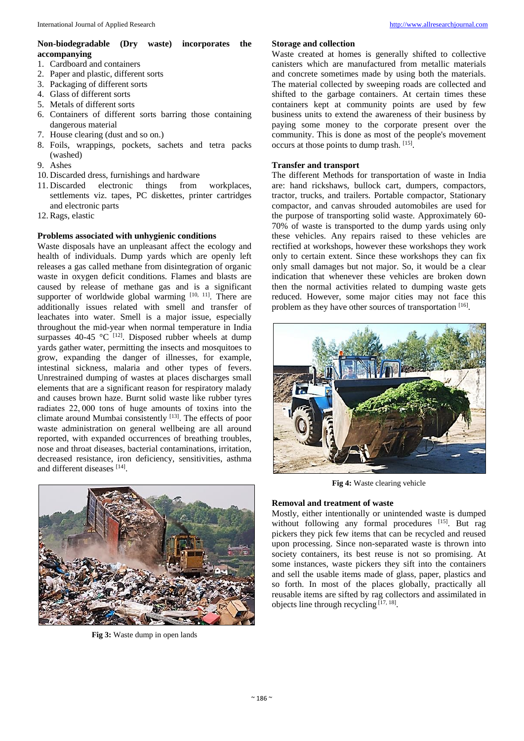**Non-biodegradable (Dry waste) incorporates the accompanying**

1. Cardboard and containers
2. Paper and plastic, different sorts
3. Packaging of different sorts
4. Glass of different sorts
5. Metals of different sorts
6. Containers of different sorts barring those containing dangerous material
7. House clearing (dust and so on.)
8. Foils, wrappings, pockets, sachets and tetra packs (washed)
9. Ashes
10. Discarded dress, furnishings and hardware
11. Discarded electronic things from workplaces, settlements viz. tapes, PC diskettes, printer cartridges and electronic parts
12. Rags, elastic

**Problems associated with unhygienic conditions**

Waste disposals have an unpleasant affect the ecology and health of individuals. Dump yards which are openly left releases a gas called methane from disintegration of organic waste in oxygen deficit conditions. Flames and blasts are caused by release of methane gas and is a significant supporter of worldwide global warming [10, 11]. There are additionally issues related with smell and transfer of leachates into water. Smell is a major issue, especially throughout the mid-year when normal temperature in India surpasses 40-45 °C [12]. Disposed rubber wheels at dump yards gather water, permitting the insects and mosquitoes to grow, expanding the danger of illnesses, for example, intestinal sickness, malaria and other types of fevers. Unrestrained dumping of wastes at places discharges small elements that are a significant reason for respiratory malady and causes brown haze. Burnt solid waste like rubber tyres radiates 22, 000 tons of huge amounts of toxins into the climate around Mumbai consistently [13]. The effects of poor waste administration on general wellbeing are all around reported, with expanded occurrences of breathing troubles, nose and throat diseases, bacterial contaminations, irritation, decreased resistance, iron deficiency, sensitivities, asthma and different diseases [14].

**Fig 3:** Waste dump in open lands

**Storage and collection**

Waste created at homes is generally shifted to collective canisters which are manufactured from metallic materials and concrete sometimes made by using both the materials. The material collected by sweeping roads are collected and shifted to the garbage containers. At certain times these containers kept at community points are used by few business units to extend the awareness of their business by paying some money to the corporate present over the community. This is done as most of the people's movement occurs at those points to dump trash. [15].

**Transfer and transport**

The different Methods for transportation of waste in India are: hand rickshaws, bullock cart, dumpers, compactors, tractor, trucks, and trailers. Portable compactor, Stationary compactor, and canvas shrouded automobiles are used for the purpose of transporting solid waste. Approximately 60-70% of waste is transported to the dump yards using only these vehicles. Any repairs raised to these vehicles are rectified at workshops, however these workshops they work only to certain extent. Since these workshops they can fix only small damages but not major. So, it would be a clear indication that whenever these vehicles are broken down then the normal activities related to dumping waste gets reduced. However, some major cities may not face this problem as they have other sources of transportation [16].

**Fig 4:** Waste clearing vehicle

**Removal and treatment of waste**

Mostly, either intentionally or unintended waste is dumped without following any formal procedures [15]. But rag pickers they pick few items that can be recycled and reused upon processing. Since non-separated waste is thrown into society containers, its best reuse is not so promising. At some instances, waste pickers they sift into the containers and sell the usable items made of glass, paper, plastics and so forth. In most of the places globally, practically all reusable items are sifted by rag collectors and assimilated in objects line through recycling [17, 18].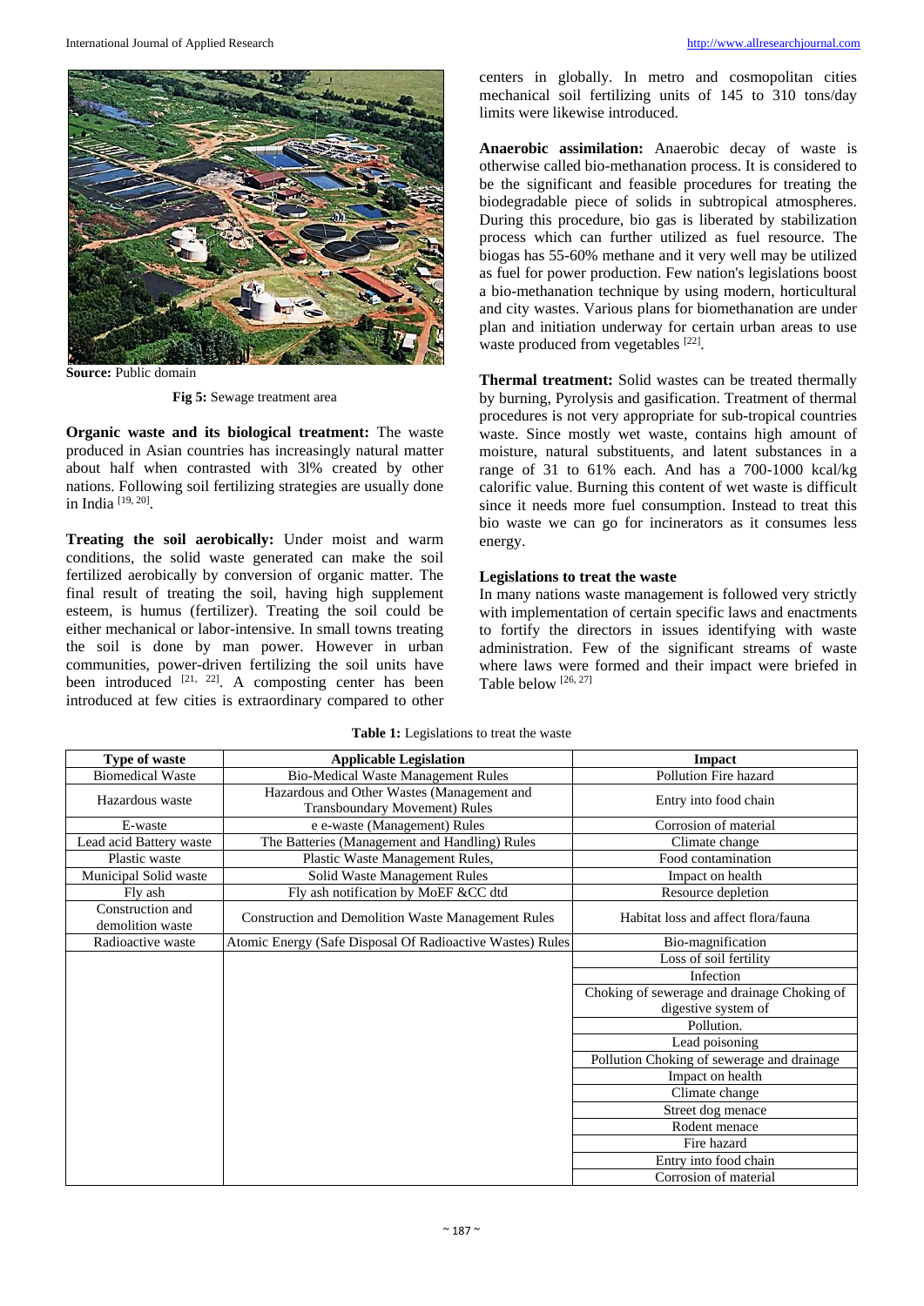**Source:** Public domain

**Fig 5:** Sewage treatment area

**Organic waste and its biological treatment:** The waste produced in Asian countries has increasingly natural matter about half when contrasted with 3l% created by other nations. Following soil fertilizing strategies are usually done in India [19, 20].

**Treating the soil aerobically:** Under moist and warm conditions, the solid waste generated can make the soil fertilized aerobically by conversion of organic matter. The final result of treating the soil, having high supplement esteem, is humus (fertilizer). Treating the soil could be either mechanical or labor-intensive. In small towns treating the soil is done by man power. However in urban communities, power-driven fertilizing the soil units have been introduced [21, 22]. A composting center has been introduced at few cities is extraordinary compared to other centers in globally. In metro and cosmopolitan cities mechanical soil fertilizing units of 145 to 310 tons/day limits were likewise introduced.

**Anaerobic assimilation:** Anaerobic decay of waste is otherwise called bio-methanation process. It is considered to be the significant and feasible procedures for treating the biodegradable piece of solids in subtropical atmospheres. During this procedure, bio gas is liberated by stabilization process which can further utilized as fuel resource. The biogas has 55-60% methane and it very well may be utilized as fuel for power production. Few nation's legislations boost a bio-methanation technique by using modern, horticultural and city wastes. Various plans for biomethanation are under plan and initiation underway for certain urban areas to use waste produced from vegetables [22].

**Thermal treatment:** Solid wastes can be treated thermally by burning, Pyrolysis and gasification. Treatment of thermal procedures is not very appropriate for sub-tropical countries waste. Since mostly wet waste, contains high amount of moisture, natural substituents, and latent substances in a range of 31 to 61% each. And has a 700-1000 kcal/kg calorific value. Burning this content of wet waste is difficult since it needs more fuel consumption. Instead to treat this bio waste we can go for incinerators as it consumes less energy.

### Legislations to treat the waste

In many nations waste management is followed very strictly with implementation of certain specific laws and enactments to fortify the directors in issues identifying with waste administration. Few of the significant streams of waste where laws were formed and their impact were briefed in Table below [26, 27]

**Table 1:** Legislations to treat the waste

| Type of waste | Applicable Legislation | Impact |
|---|---|---|
| Biomedical Waste | Bio-Medical Waste Management Rules | Pollution Fire hazard |
| Hazardous waste | Hazardous and Other Wastes (Management and Transboundary Movement) Rules | Entry into food chain |
| E-waste | e e-waste (Management) Rules | Corrosion of material |
| Lead acid Battery waste | The Batteries (Management and Handling) Rules | Climate change |
| Plastic waste | Plastic Waste Management Rules, | Food contamination |
| Municipal Solid waste | Solid Waste Management Rules | Impact on health |
| Fly ash | Fly ash notification by MoEF &CC dtd | Resource depletion |
| Construction and demolition waste | Construction and Demolition Waste Management Rules | Habitat loss and affect flora/fauna |
| Radioactive waste | Atomic Energy (Safe Disposal Of Radioactive Wastes) Rules | Bio-magnification |
| | | Loss of soil fertility |
| | | Infection |
| | | Choking of sewerage and drainage Choking of digestive system of |
| | | Pollution. |
| | | Lead poisoning |
| | | Pollution Choking of sewerage and drainage |
| | | Impact on health |
| | | Climate change |
| | | Street dog menace |
| | | Rodent menace |
| | | Fire hazard |
| | | Entry into food chain |
| | | Corrosion of material |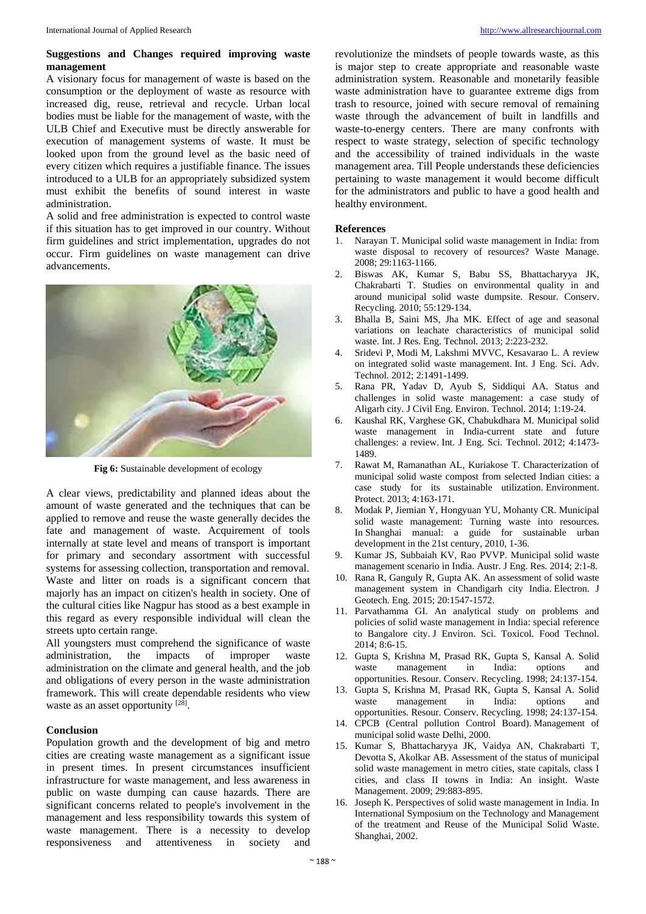### Suggestions and Changes required improving waste management

A visionary focus for management of waste is based on the consumption or the deployment of waste as resource with increased dig, reuse, retrieval and recycle. Urban local bodies must be liable for the management of waste, with the ULB Chief and Executive must be directly answerable for execution of management systems of waste. It must be looked upon from the ground level as the basic need of every citizen which requires a justifiable finance. The issues introduced to a ULB for an appropriately subsidized system must exhibit the benefits of sound interest in waste administration.

A solid and free administration is expected to control waste if this situation has to get improved in our country. Without firm guidelines and strict implementation, upgrades do not occur. Firm guidelines on waste management can drive advancements.

**Fig 6:** Sustainable development of ecology

A clear views, predictability and planned ideas about the amount of waste generated and the techniques that can be applied to remove and reuse the waste generally decides the fate and management of waste. Acquirement of tools internally at state level and means of transport is important for primary and secondary assortment with successful systems for assessing collection, transportation and removal. Waste and litter on roads is a significant concern that majorly has an impact on citizen's health in society. One of the cultural cities like Nagpur has stood as a best example in this regard as every responsible individual will clean the streets upto certain range.

All youngsters must comprehend the significance of waste administration, the impacts of improper waste administration on the climate and general health, and the job and obligations of every person in the waste administration framework. This will create dependable residents who view waste as an asset opportunity [28].

### Conclusion

Population growth and the development of big and metro cities are creating waste management as a significant issue in present times. In present circumstances insufficient infrastructure for waste management, and less awareness in public on waste dumping can cause hazards. There are significant concerns related to people's involvement in the management and less responsibility towards this system of waste management. There is a necessity to develop responsiveness and attentiveness in society and revolutionize the mindsets of people towards waste, as this is major step to create appropriate and reasonable waste administration system. Reasonable and monetarily feasible waste administration have to guarantee extreme digs from trash to resource, joined with secure removal of remaining waste through the advancement of built in landfills and waste-to-energy centers. There are many confronts with respect to waste strategy, selection of specific technology and the accessibility of trained individuals in the waste management area. Till People understands these deficiencies pertaining to waste management it would become difficult for the administrators and public to have a good health and healthy environment.

### References

1. Narayan T. Municipal solid waste management in India: from waste disposal to recovery of resources? Waste Manage. 2008; 29:1163-1166.
2. Biswas AK, Kumar S, Babu SS, Bhattacharyya JK, Chakrabarti T. Studies on environmental quality in and around municipal solid waste dumpsite. Resour. Conserv. Recycling. 2010; 55:129-134.
3. Bhalla B, Saini MS, Jha MK. Effect of age and seasonal variations on leachate characteristics of municipal solid waste. Int. J Res. Eng. Technol. 2013; 2:223-232.
4. Sridevi P, Modi M, Lakshmi MVVC, Kesavarao L. A review on integrated solid waste management. Int. J Eng. Sci. Adv. Technol. 2012; 2:1491-1499.
5. Rana PR, Yadav D, Ayub S, Siddiqui AA. Status and challenges in solid waste management: a case study of Aligarh city. J Civil Eng. Environ. Technol. 2014; 1:19-24.
6. Kaushal RK, Varghese GK, Chabukdhara M. Municipal solid waste management in India-current state and future challenges: a review. Int. J Eng. Sci. Technol. 2012; 4:1473-1489.
7. Rawat M, Ramanathan AL, Kuriakose T. Characterization of municipal solid waste compost from selected Indian cities: a case study for its sustainable utilization. Environment. Protect. 2013; 4:163-171.
8. Modak P, Jiemian Y, Hongyuan YU, Mohanty CR. Municipal solid waste management: Turning waste into resources. In Shanghai manual: a guide for sustainable urban development in the 21st century, 2010, 1-36.
9. Kumar JS, Subbaiah KV, Rao PVVP. Municipal solid waste management scenario in India. Austr. J Eng. Res. 2014; 2:1-8.
10. Rana R, Ganguly R, Gupta AK. An assessment of solid waste management system in Chandigarh city India. Electron. J Geotech. Eng. 2015; 20:1547-1572.
11. Parvathamma GI. An analytical study on problems and policies of solid waste management in India: special reference to Bangalore city. J Environ. Sci. Toxicol. Food Technol. 2014; 8:6-15.
12. Gupta S, Krishna M, Prasad RK, Gupta S, Kansal A. Solid waste management in India: options and opportunities. Resour. Conserv. Recycling. 1998; 24:137-154.
13. Gupta S, Krishna M, Prasad RK, Gupta S, Kansal A. Solid waste management in India: options and opportunities. Resour. Conserv. Recycling. 1998; 24:137-154.
14. CPCB (Central pollution Control Board). Management of municipal solid waste Delhi, 2000.
15. Kumar S, Bhattacharyya JK, Vaidya AN, Chakrabarti T, Devotta S, Akolkar AB. Assessment of the status of municipal solid waste management in metro cities, state capitals, class I cities, and class II towns in India: An insight. Waste Management. 2009; 29:883-895.
16. Joseph K. Perspectives of solid waste management in India. In International Symposium on the Technology and Management of the treatment and Reuse of the Municipal Solid Waste. Shanghai, 2002.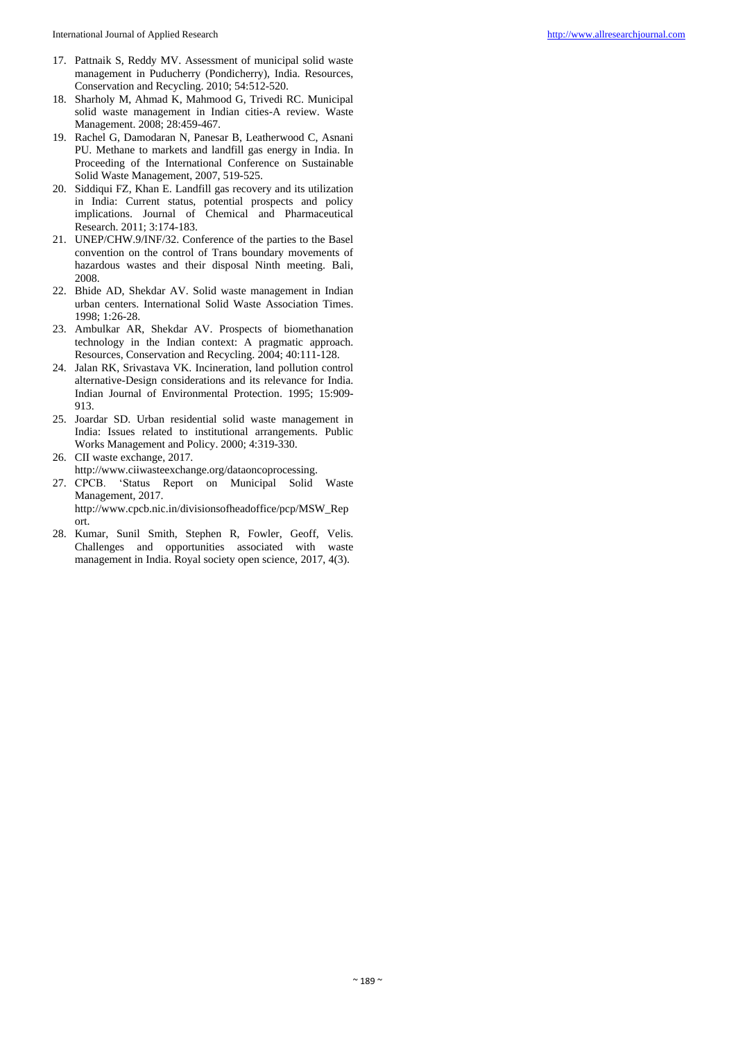17. Pattnaik S, Reddy MV. Assessment of municipal solid waste management in Puducherry (Pondicherry), India. Resources, Conservation and Recycling. 2010; 54:512-520.
18. Sharholy M, Ahmad K, Mahmood G, Trivedi RC. Municipal solid waste management in Indian cities-A review. Waste Management. 2008; 28:459-467.
19. Rachel G, Damodaran N, Panesar B, Leatherwood C, Asnani PU. Methane to markets and landfill gas energy in India. In Proceeding of the International Conference on Sustainable Solid Waste Management, 2007, 519-525.
20. Siddiqui FZ, Khan E. Landfill gas recovery and its utilization in India: Current status, potential prospects and policy implications. Journal of Chemical and Pharmaceutical Research. 2011; 3:174-183.
21. UNEP/CHW.9/INF/32. Conference of the parties to the Basel convention on the control of Trans boundary movements of hazardous wastes and their disposal Ninth meeting. Bali, 2008.
22. Bhide AD, Shekdar AV. Solid waste management in Indian urban centers. International Solid Waste Association Times. 1998; 1:26-28.
23. Ambulkar AR, Shekdar AV. Prospects of biomethanation technology in the Indian context: A pragmatic approach. Resources, Conservation and Recycling. 2004; 40:111-128.
24. Jalan RK, Srivastava VK. Incineration, land pollution control alternative-Design considerations and its relevance for India. Indian Journal of Environmental Protection. 1995; 15:909-913.
25. Joardar SD. Urban residential solid waste management in India: Issues related to institutional arrangements. Public Works Management and Policy. 2000; 4:319-330.
26. CII waste exchange, 2017. http://www.ciiwasteexchange.org/dataoncoprocessing.
27. CPCB. 'Status Report on Municipal Solid Waste Management, 2017. http://www.cpcb.nic.in/divisionsofheadoffice/pcp/MSW_Report.
28. Kumar, Sunil Smith, Stephen R, Fowler, Geoff, Velis. Challenges and opportunities associated with waste management in India. Royal society open science, 2017, 4(3).